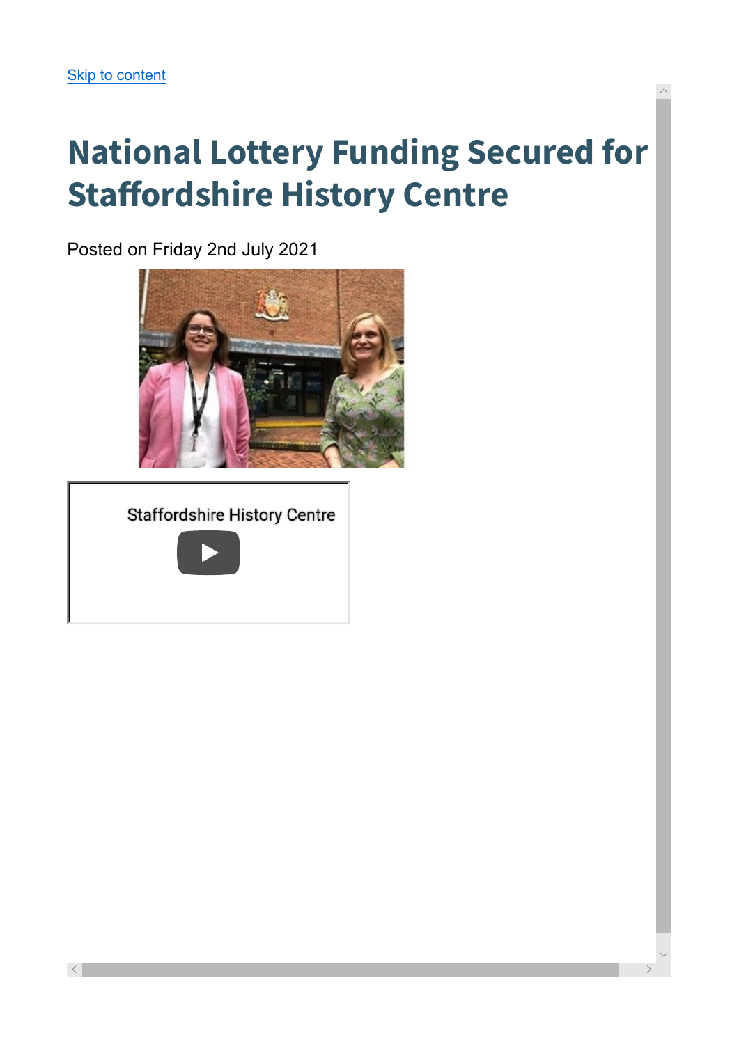Skip to content

# National Lottery Funding Secured for Staffordshire History Centre

Posted on Friday 2nd July 2021

Staffordshire History Centre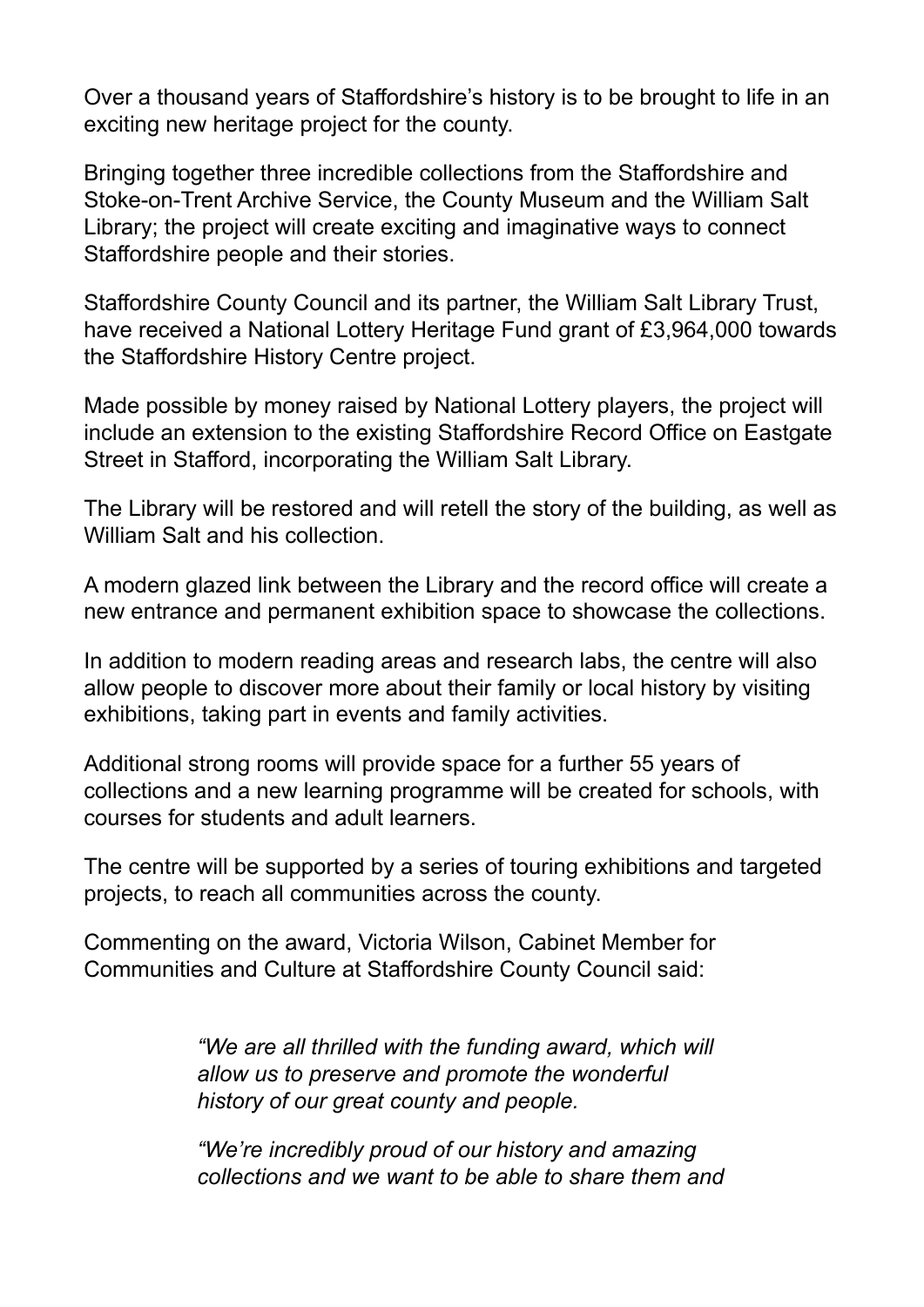Over a thousand years of Staffordshire's history is to be brought to life in an exciting new heritage project for the county.

Bringing together three incredible collections from the Staffordshire and Stoke-on-Trent Archive Service, the County Museum and the William Salt Library; the project will create exciting and imaginative ways to connect Staffordshire people and their stories.

Staffordshire County Council and its partner, the William Salt Library Trust, have received a National Lottery Heritage Fund grant of £3,964,000 towards the Staffordshire History Centre project.

Made possible by money raised by National Lottery players, the project will include an extension to the existing Staffordshire Record Office on Eastgate Street in Stafford, incorporating the William Salt Library.

The Library will be restored and will retell the story of the building, as well as William Salt and his collection.

A modern glazed link between the Library and the record office will create a new entrance and permanent exhibition space to showcase the collections.

In addition to modern reading areas and research labs, the centre will also allow people to discover more about their family or local history by visiting exhibitions, taking part in events and family activities.

Additional strong rooms will provide space for a further 55 years of collections and a new learning programme will be created for schools, with courses for students and adult learners.

The centre will be supported by a series of touring exhibitions and targeted projects, to reach all communities across the county.

Commenting on the award, Victoria Wilson, Cabinet Member for Communities and Culture at Staffordshire County Council said:

> *"We are all thrilled with the funding award, which will allow us to preserve and promote the wonderful history of our great county and people.*
>
> *"We're incredibly proud of our history and amazing collections and we want to be able to share them and*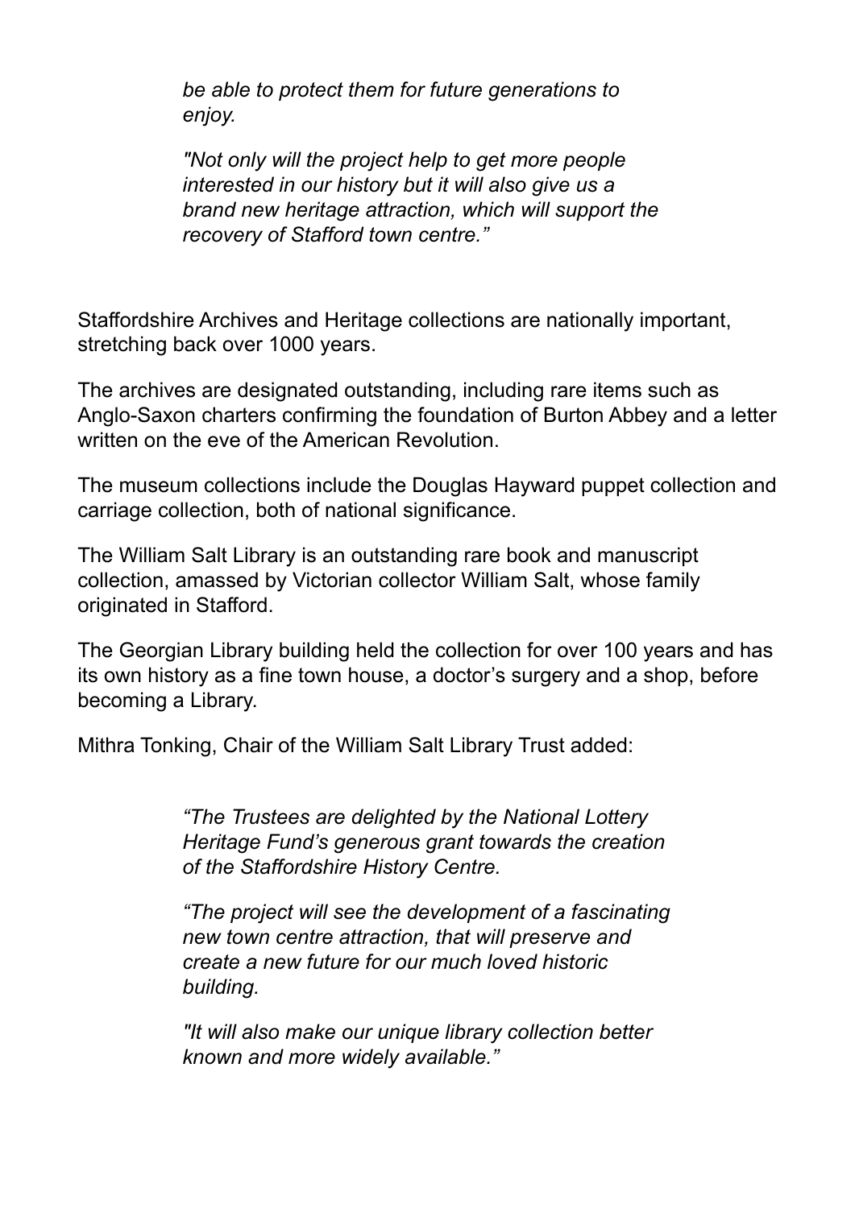*be able to protect them for future generations to enjoy.*

*"Not only will the project help to get more people interested in our history but it will also give us a brand new heritage attraction, which will support the recovery of Stafford town centre."*

Staffordshire Archives and Heritage collections are nationally important, stretching back over 1000 years.

The archives are designated outstanding, including rare items such as Anglo-Saxon charters confirming the foundation of Burton Abbey and a letter written on the eve of the American Revolution.

The museum collections include the Douglas Hayward puppet collection and carriage collection, both of national significance.

The William Salt Library is an outstanding rare book and manuscript collection, amassed by Victorian collector William Salt, whose family originated in Stafford.

The Georgian Library building held the collection for over 100 years and has its own history as a fine town house, a doctor's surgery and a shop, before becoming a Library.

Mithra Tonking, Chair of the William Salt Library Trust added:

*"The Trustees are delighted by the National Lottery Heritage Fund's generous grant towards the creation of the Staffordshire History Centre.*

*"The project will see the development of a fascinating new town centre attraction, that will preserve and create a new future for our much loved historic building.*

*"It will also make our unique library collection better known and more widely available."*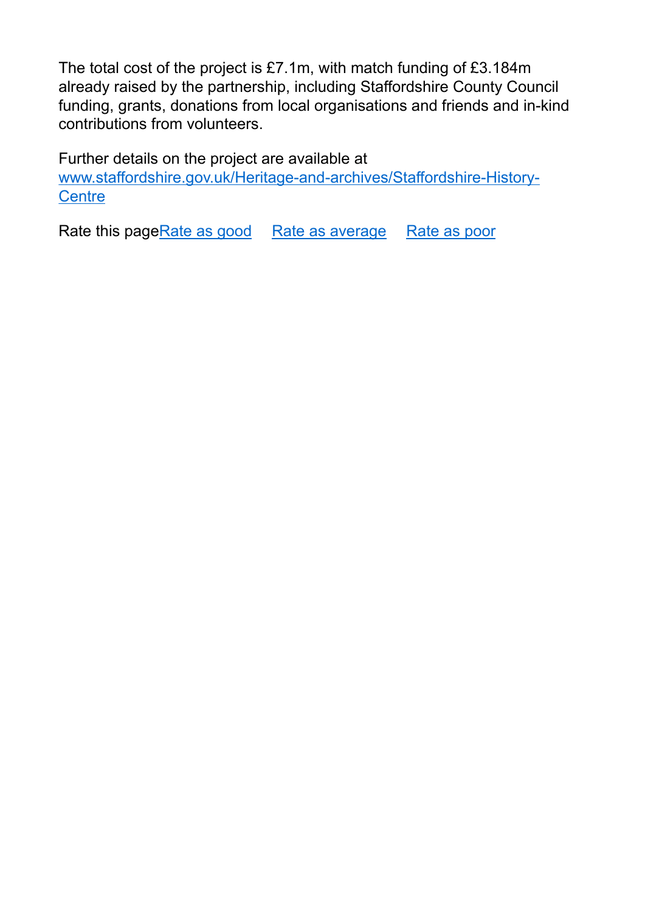The total cost of the project is £7.1m, with match funding of £3.184m already raised by the partnership, including Staffordshire County Council funding, grants, donations from local organisations and friends and in-kind contributions from volunteers.

Further details on the project are available at [www.staffordshire.gov.uk/Heritage-and-archives/Staffordshire-History-Centre](www.staffordshire.gov.uk/Heritage-and-archives/Staffordshire-History-Centre)

Rate this pageRate as good Rate as average Rate as poor